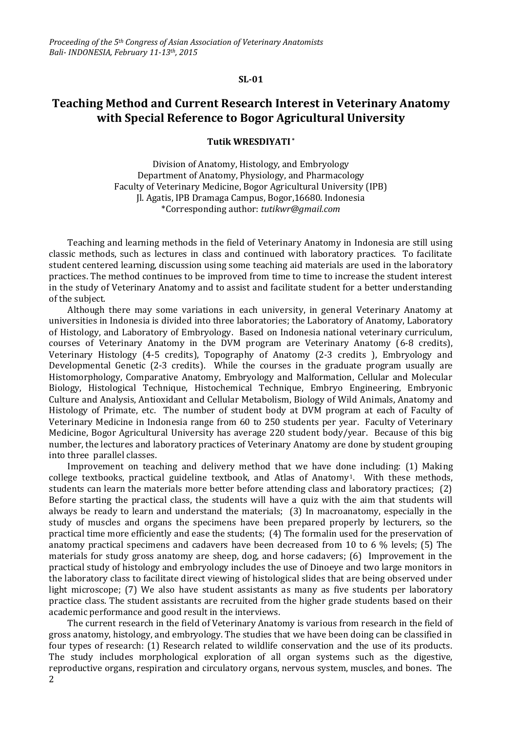**SL-01**

# Teaching Method and Current Research Interest in Veterinary Anatomy with Special Reference to Bogor Agricultural University

**Tutik WRESDIYATI** *

Division of Anatomy, Histology, and Embryology
Department of Anatomy, Physiology, and Pharmacology
Faculty of Veterinary Medicine, Bogor Agricultural University (IPB)
Jl. Agatis, IPB Dramaga Campus, Bogor,16680. Indonesia
*Corresponding author: *tutikwr@gmail.com*

Teaching and learning methods in the field of Veterinary Anatomy in Indonesia are still using classic methods, such as lectures in class and continued with laboratory practices. To facilitate student centered learning, discussion using some teaching aid materials are used in the laboratory practices. The method continues to be improved from time to time to increase the student interest in the study of Veterinary Anatomy and to assist and facilitate student for a better understanding of the subject.

Although there may some variations in each university, in general Veterinary Anatomy at universities in Indonesia is divided into three laboratories; the Laboratory of Anatomy, Laboratory of Histology, and Laboratory of Embryology. Based on Indonesia national veterinary curriculum, courses of Veterinary Anatomy in the DVM program are Veterinary Anatomy (6-8 credits), Veterinary Histology (4-5 credits), Topography of Anatomy (2-3 credits ), Embryology and Developmental Genetic (2-3 credits). While the courses in the graduate program usually are Histomorphology, Comparative Anatomy, Embryology and Malformation, Cellular and Molecular Biology, Histological Technique, Histochemical Technique, Embryo Engineering, Embryonic Culture and Analysis, Antioxidant and Cellular Metabolism, Biology of Wild Animals, Anatomy and Histology of Primate, etc. The number of student body at DVM program at each of Faculty of Veterinary Medicine in Indonesia range from 60 to 250 students per year. Faculty of Veterinary Medicine, Bogor Agricultural University has average 220 student body/year. Because of this big number, the lectures and laboratory practices of Veterinary Anatomy are done by student grouping into three parallel classes.

Improvement on teaching and delivery method that we have done including: (1) Making college textbooks, practical guideline textbook, and Atlas of Anatomy[1]. With these methods, students can learn the materials more better before attending class and laboratory practices; (2) Before starting the practical class, the students will have a quiz with the aim that students will always be ready to learn and understand the materials; (3) In macroanatomy, especially in the study of muscles and organs the specimens have been prepared properly by lecturers, so the practical time more efficiently and ease the students; (4) The formalin used for the preservation of anatomy practical specimens and cadavers have been decreased from 10 to 6 % levels; (5) The materials for study gross anatomy are sheep, dog, and horse cadavers; (6) Improvement in the practical study of histology and embryology includes the use of Dinoeye and two large monitors in the laboratory class to facilitate direct viewing of histological slides that are being observed under light microscope; (7) We also have student assistants as many as five students per laboratory practice class. The student assistants are recruited from the higher grade students based on their academic performance and good result in the interviews.

The current research in the field of Veterinary Anatomy is various from research in the field of gross anatomy, histology, and embryology. The studies that we have been doing can be classified in four types of research: (1) Research related to wildlife conservation and the use of its products. The study includes morphological exploration of all organ systems such as the digestive, reproductive organs, respiration and circulatory organs, nervous system, muscles, and bones. The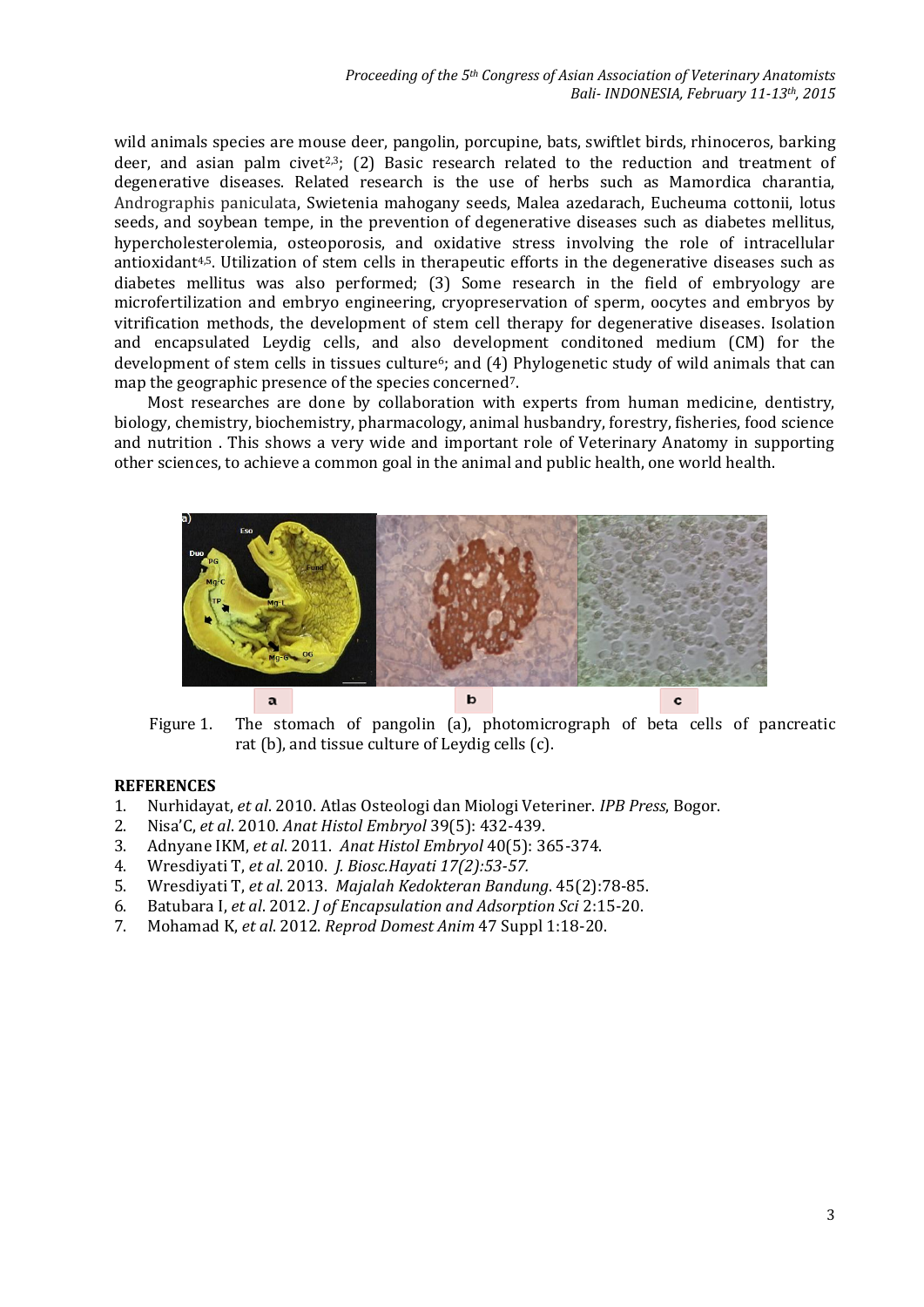wild animals species are mouse deer, pangolin, porcupine, bats, swiftlet birds, rhinoceros, barking deer, and asian palm civet[2,3]; (2) Basic research related to the reduction and treatment of degenerative diseases. Related research is the use of herbs such as Mamordica charantia, Andrographis paniculata, Swietenia mahogany seeds, Malea azedarach, Eucheuma cottonii, lotus seeds, and soybean tempe, in the prevention of degenerative diseases such as diabetes mellitus, hypercholesterolemia, osteoporosis, and oxidative stress involving the role of intracellular antioxidant[4,5]. Utilization of stem cells in therapeutic efforts in the degenerative diseases such as diabetes mellitus was also performed; (3) Some research in the field of embryology are microfertilization and embryo engineering, cryopreservation of sperm, oocytes and embryos by vitrification methods, the development of stem cell therapy for degenerative diseases. Isolation and encapsulated Leydig cells, and also development conditoned medium (CM) for the development of stem cells in tissues culture[6]; and (4) Phylogenetic study of wild animals that can map the geographic presence of the species concerned[7].

Most researches are done by collaboration with experts from human medicine, dentistry, biology, chemistry, biochemistry, pharmacology, animal husbandry, forestry, fisheries, food science and nutrition . This shows a very wide and important role of Veterinary Anatomy in supporting other sciences, to achieve a common goal in the animal and public health, one world health.

Figure 1. The stomach of pangolin (a), photomicrograph of beta cells of pancreatic rat (b), and tissue culture of Leydig cells (c).

## REFERENCES

1. Nurhidayat, *et al*. 2010. Atlas Osteologi dan Miologi Veteriner. *IPB Press*, Bogor.
2. Nisa'C, *et al*. 2010. *Anat Histol Embryol* 39(5): 432-439.
3. Adnyane IKM, *et al*. 2011. *Anat Histol Embryol* 40(5): 365-374.
4. Wresdiyati T, *et al*. 2010. *J. Biosc.Hayati 17(2):53-57.*
5. Wresdiyati T, *et al*. 2013. *Majalah Kedokteran Bandung*. 45(2):78-85.
6. Batubara I, *et al*. 2012. *J of Encapsulation and Adsorption Sci* 2:15-20.
7. Mohamad K, *et al*. 2012. *Reprod Domest Anim* 47 Suppl 1:18-20.